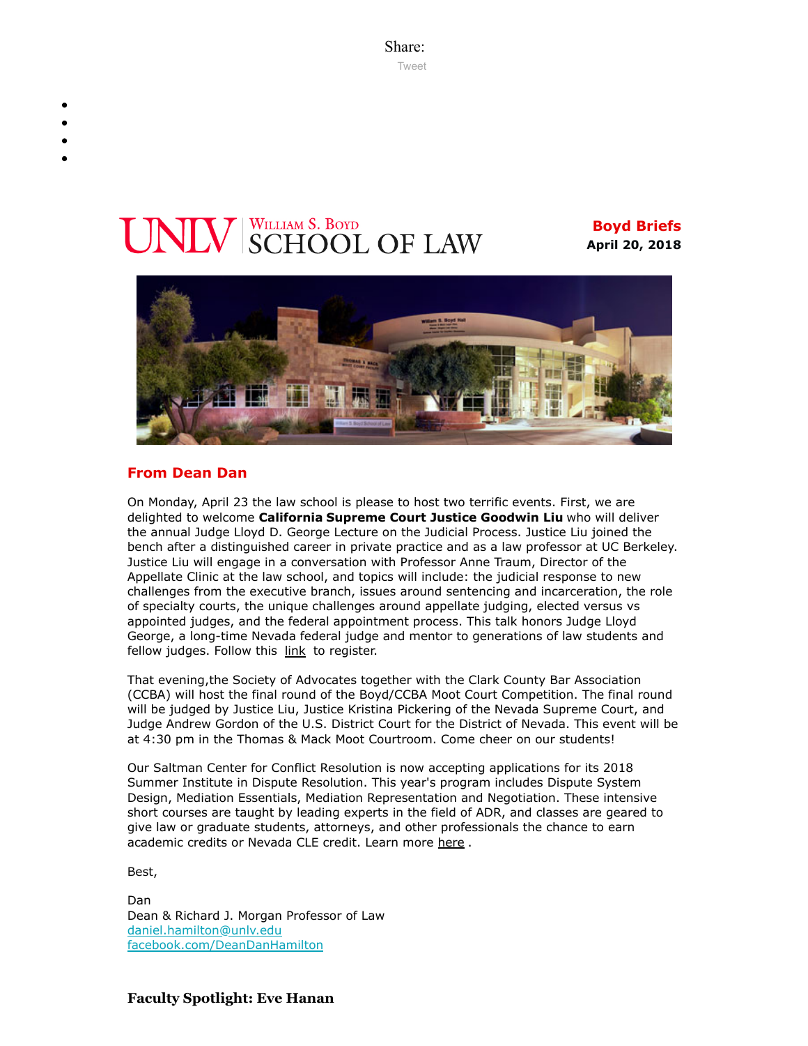Share:

Tweet

UNLV William S. Boyd SCHOOL OF LAW

**Boyd Briefs**
**April 20, 2018**

## From Dean Dan

On Monday, April 23 the law school is please to host two terrific events. First, we are delighted to welcome **California Supreme Court Justice Goodwin Liu** who will deliver the annual Judge Lloyd D. George Lecture on the Judicial Process. Justice Liu joined the bench after a distinguished career in private practice and as a law professor at UC Berkeley. Justice Liu will engage in a conversation with Professor Anne Traum, Director of the Appellate Clinic at the law school, and topics will include: the judicial response to new challenges from the executive branch, issues around sentencing and incarceration, the role of specialty courts, the unique challenges around appellate judging, elected versus vs appointed judges, and the federal appointment process. This talk honors Judge Lloyd George, a long-time Nevada federal judge and mentor to generations of law students and fellow judges. Follow this link to register.

That evening,the Society of Advocates together with the Clark County Bar Association (CCBA) will host the final round of the Boyd/CCBA Moot Court Competition. The final round will be judged by Justice Liu, Justice Kristina Pickering of the Nevada Supreme Court, and Judge Andrew Gordon of the U.S. District Court for the District of Nevada. This event will be at 4:30 pm in the Thomas & Mack Moot Courtroom. Come cheer on our students!

Our Saltman Center for Conflict Resolution is now accepting applications for its 2018 Summer Institute in Dispute Resolution. This year's program includes Dispute System Design, Mediation Essentials, Mediation Representation and Negotiation. These intensive short courses are taught by leading experts in the field of ADR, and classes are geared to give law or graduate students, attorneys, and other professionals the chance to earn academic credits or Nevada CLE credit. Learn more here .

Best,

Dan
Dean & Richard J. Morgan Professor of Law
daniel.hamilton@unlv.edu
facebook.com/DeanDanHamilton

## Faculty Spotlight: Eve Hanan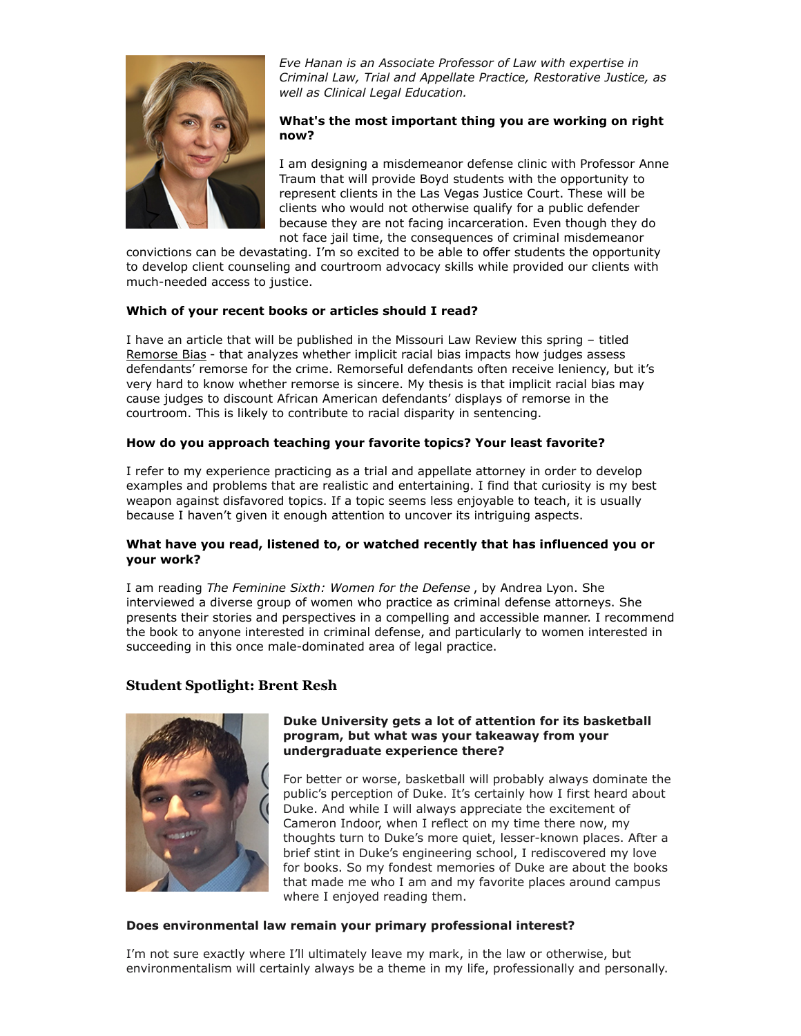*Eve Hanan is an Associate Professor of Law with expertise in Criminal Law, Trial and Appellate Practice, Restorative Justice, as well as Clinical Legal Education.*

**What's the most important thing you are working on right now?**

I am designing a misdemeanor defense clinic with Professor Anne Traum that will provide Boyd students with the opportunity to represent clients in the Las Vegas Justice Court. These will be clients who would not otherwise qualify for a public defender because they are not facing incarceration. Even though they do not face jail time, the consequences of criminal misdemeanor convictions can be devastating. I'm so excited to be able to offer students the opportunity to develop client counseling and courtroom advocacy skills while provided our clients with much-needed access to justice.

**Which of your recent books or articles should I read?**

I have an article that will be published in the Missouri Law Review this spring – titled Remorse Bias - that analyzes whether implicit racial bias impacts how judges assess defendants' remorse for the crime. Remorseful defendants often receive leniency, but it's very hard to know whether remorse is sincere. My thesis is that implicit racial bias may cause judges to discount African American defendants' displays of remorse in the courtroom. This is likely to contribute to racial disparity in sentencing.

**How do you approach teaching your favorite topics? Your least favorite?**

I refer to my experience practicing as a trial and appellate attorney in order to develop examples and problems that are realistic and entertaining. I find that curiosity is my best weapon against disfavored topics. If a topic seems less enjoyable to teach, it is usually because I haven't given it enough attention to uncover its intriguing aspects.

**What have you read, listened to, or watched recently that has influenced you or your work?**

I am reading *The Feminine Sixth: Women for the Defense* , by Andrea Lyon. She interviewed a diverse group of women who practice as criminal defense attorneys. She presents their stories and perspectives in a compelling and accessible manner. I recommend the book to anyone interested in criminal defense, and particularly to women interested in succeeding in this once male-dominated area of legal practice.

## Student Spotlight: Brent Resh

**Duke University gets a lot of attention for its basketball program, but what was your takeaway from your undergraduate experience there?**

For better or worse, basketball will probably always dominate the public's perception of Duke. It's certainly how I first heard about Duke. And while I will always appreciate the excitement of Cameron Indoor, when I reflect on my time there now, my thoughts turn to Duke's more quiet, lesser-known places. After a brief stint in Duke's engineering school, I rediscovered my love for books. So my fondest memories of Duke are about the books that made me who I am and my favorite places around campus where I enjoyed reading them.

**Does environmental law remain your primary professional interest?**

I'm not sure exactly where I'll ultimately leave my mark, in the law or otherwise, but environmentalism will certainly always be a theme in my life, professionally and personally.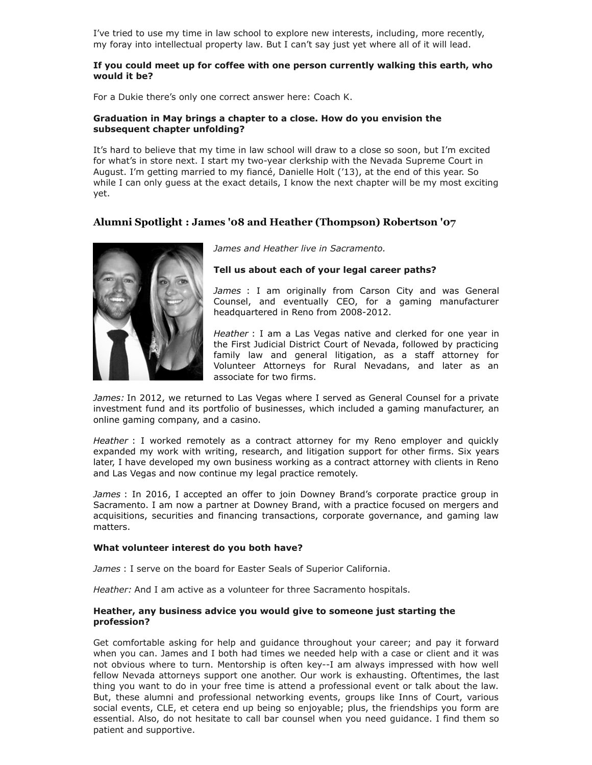I've tried to use my time in law school to explore new interests, including, more recently, my foray into intellectual property law. But I can't say just yet where all of it will lead.

**If you could meet up for coffee with one person currently walking this earth, who would it be?**

For a Dukie there's only one correct answer here: Coach K.

**Graduation in May brings a chapter to a close. How do you envision the subsequent chapter unfolding?**

It's hard to believe that my time in law school will draw to a close so soon, but I'm excited for what's in store next. I start my two-year clerkship with the Nevada Supreme Court in August. I'm getting married to my fiancé, Danielle Holt ('13), at the end of this year. So while I can only guess at the exact details, I know the next chapter will be my most exciting yet.

## Alumni Spotlight : James '08 and Heather (Thompson) Robertson '07

*James and Heather live in Sacramento.*

**Tell us about each of your legal career paths?**

*James* : I am originally from Carson City and was General Counsel, and eventually CEO, for a gaming manufacturer headquartered in Reno from 2008-2012.

*Heather* : I am a Las Vegas native and clerked for one year in the First Judicial District Court of Nevada, followed by practicing family law and general litigation, as a staff attorney for Volunteer Attorneys for Rural Nevadans, and later as an associate for two firms.

*James:* In 2012, we returned to Las Vegas where I served as General Counsel for a private investment fund and its portfolio of businesses, which included a gaming manufacturer, an online gaming company, and a casino.

*Heather* : I worked remotely as a contract attorney for my Reno employer and quickly expanded my work with writing, research, and litigation support for other firms. Six years later, I have developed my own business working as a contract attorney with clients in Reno and Las Vegas and now continue my legal practice remotely.

*James* : In 2016, I accepted an offer to join Downey Brand's corporate practice group in Sacramento. I am now a partner at Downey Brand, with a practice focused on mergers and acquisitions, securities and financing transactions, corporate governance, and gaming law matters.

**What volunteer interest do you both have?**

*James* : I serve on the board for Easter Seals of Superior California.

*Heather:* And I am active as a volunteer for three Sacramento hospitals.

**Heather, any business advice you would give to someone just starting the profession?**

Get comfortable asking for help and guidance throughout your career; and pay it forward when you can. James and I both had times we needed help with a case or client and it was not obvious where to turn. Mentorship is often key--I am always impressed with how well fellow Nevada attorneys support one another. Our work is exhausting. Oftentimes, the last thing you want to do in your free time is attend a professional event or talk about the law. But, these alumni and professional networking events, groups like Inns of Court, various social events, CLE, et cetera end up being so enjoyable; plus, the friendships you form are essential. Also, do not hesitate to call bar counsel when you need guidance. I find them so patient and supportive.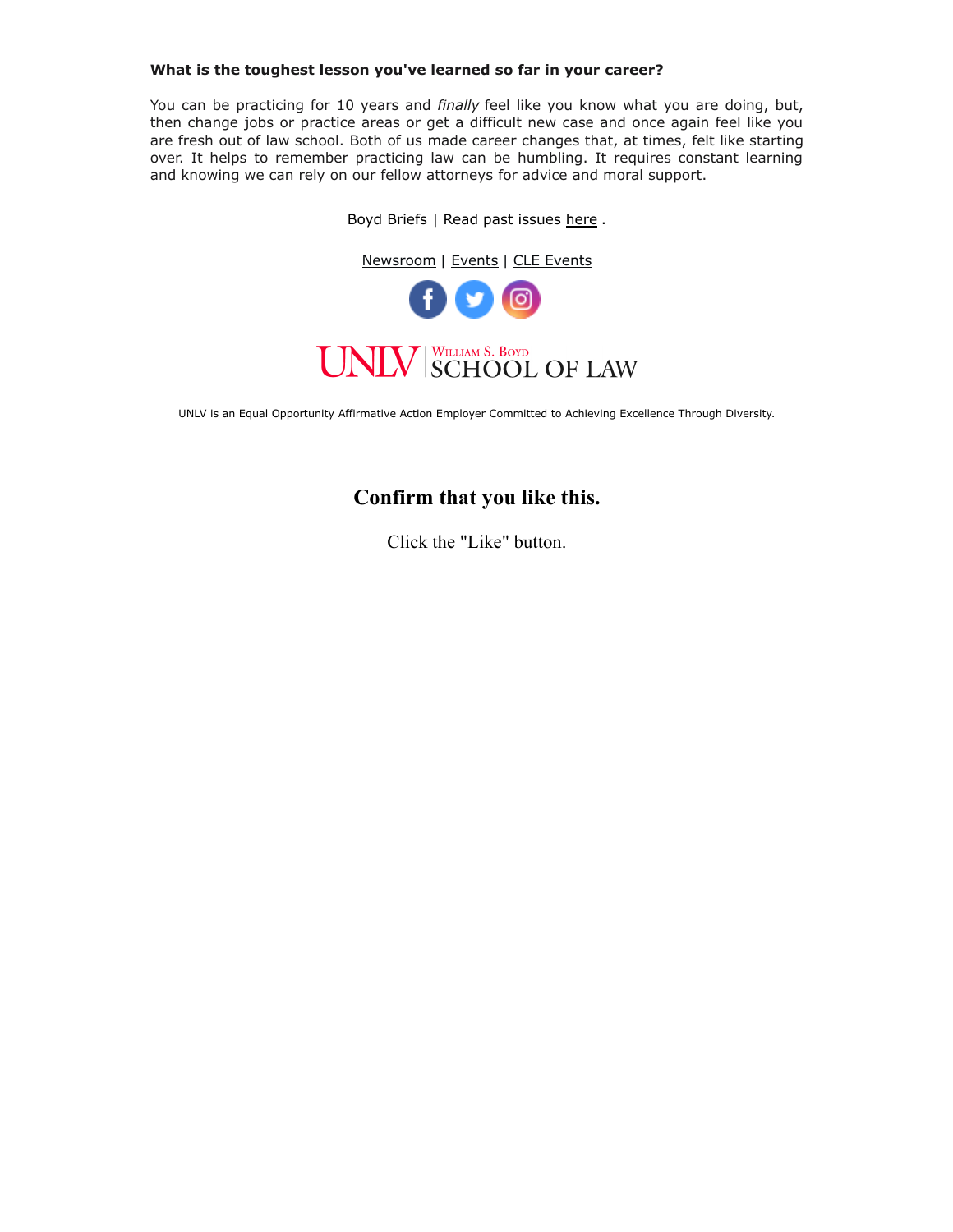**What is the toughest lesson you've learned so far in your career?**

You can be practicing for 10 years and *finally* feel like you know what you are doing, but, then change jobs or practice areas or get a difficult new case and once again feel like you are fresh out of law school. Both of us made career changes that, at times, felt like starting over. It helps to remember practicing law can be humbling. It requires constant learning and knowing we can rely on our fellow attorneys for advice and moral support.

Boyd Briefs | Read past issues here .

Newsroom | Events | CLE Events

UNLV William S. Boyd School of Law

UNLV is an Equal Opportunity Affirmative Action Employer Committed to Achieving Excellence Through Diversity.

## Confirm that you like this.

Click the "Like" button.